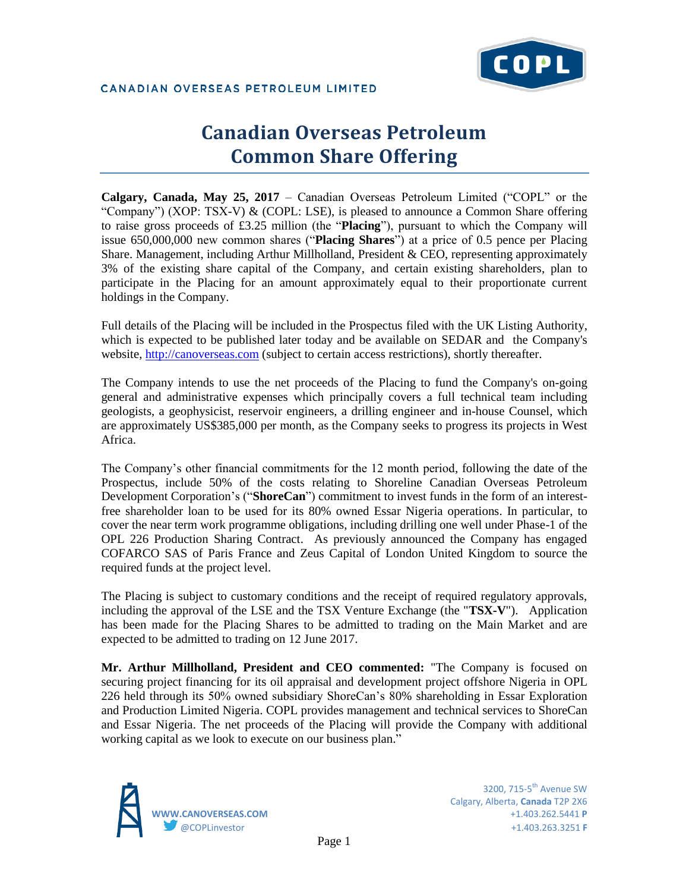CANADIAN OVERSEAS PETROLEUM LIMITED

# Canadian Overseas Petroleum Common Share Offering

**Calgary, Canada, May 25, 2017** – Canadian Overseas Petroleum Limited ("COPL" or the "Company") (XOP: TSX-V) & (COPL: LSE), is pleased to announce a Common Share offering to raise gross proceeds of £3.25 million (the "**Placing**"), pursuant to which the Company will issue 650,000,000 new common shares ("**Placing Shares**") at a price of 0.5 pence per Placing Share. Management, including Arthur Millholland, President & CEO, representing approximately 3% of the existing share capital of the Company, and certain existing shareholders, plan to participate in the Placing for an amount approximately equal to their proportionate current holdings in the Company.

Full details of the Placing will be included in the Prospectus filed with the UK Listing Authority, which is expected to be published later today and be available on SEDAR and the Company's website, http://canoverseas.com (subject to certain access restrictions), shortly thereafter.

The Company intends to use the net proceeds of the Placing to fund the Company's on-going general and administrative expenses which principally covers a full technical team including geologists, a geophysicist, reservoir engineers, a drilling engineer and in-house Counsel, which are approximately US$385,000 per month, as the Company seeks to progress its projects in West Africa.

The Company's other financial commitments for the 12 month period, following the date of the Prospectus, include 50% of the costs relating to Shoreline Canadian Overseas Petroleum Development Corporation's ("**ShoreCan**") commitment to invest funds in the form of an interest-free shareholder loan to be used for its 80% owned Essar Nigeria operations. In particular, to cover the near term work programme obligations, including drilling one well under Phase-1 of the OPL 226 Production Sharing Contract. As previously announced the Company has engaged COFARCO SAS of Paris France and Zeus Capital of London United Kingdom to source the required funds at the project level.

The Placing is subject to customary conditions and the receipt of required regulatory approvals, including the approval of the LSE and the TSX Venture Exchange (the "**TSX-V**"). Application has been made for the Placing Shares to be admitted to trading on the Main Market and are expected to be admitted to trading on 12 June 2017.

**Mr. Arthur Millholland, President and CEO commented:** "The Company is focused on securing project financing for its oil appraisal and development project offshore Nigeria in OPL 226 held through its 50% owned subsidiary ShoreCan's 80% shareholding in Essar Exploration and Production Limited Nigeria. COPL provides management and technical services to ShoreCan and Essar Nigeria. The net proceeds of the Placing will provide the Company with additional working capital as we look to execute on our business plan."

WWW.CANOVERSEAS.COM
@COPLinvestor

3200, 715-5th Avenue SW
Calgary, Alberta, **Canada** T2P 2X6
+1.403.262.5441 **P**
+1.403.263.3251 **F**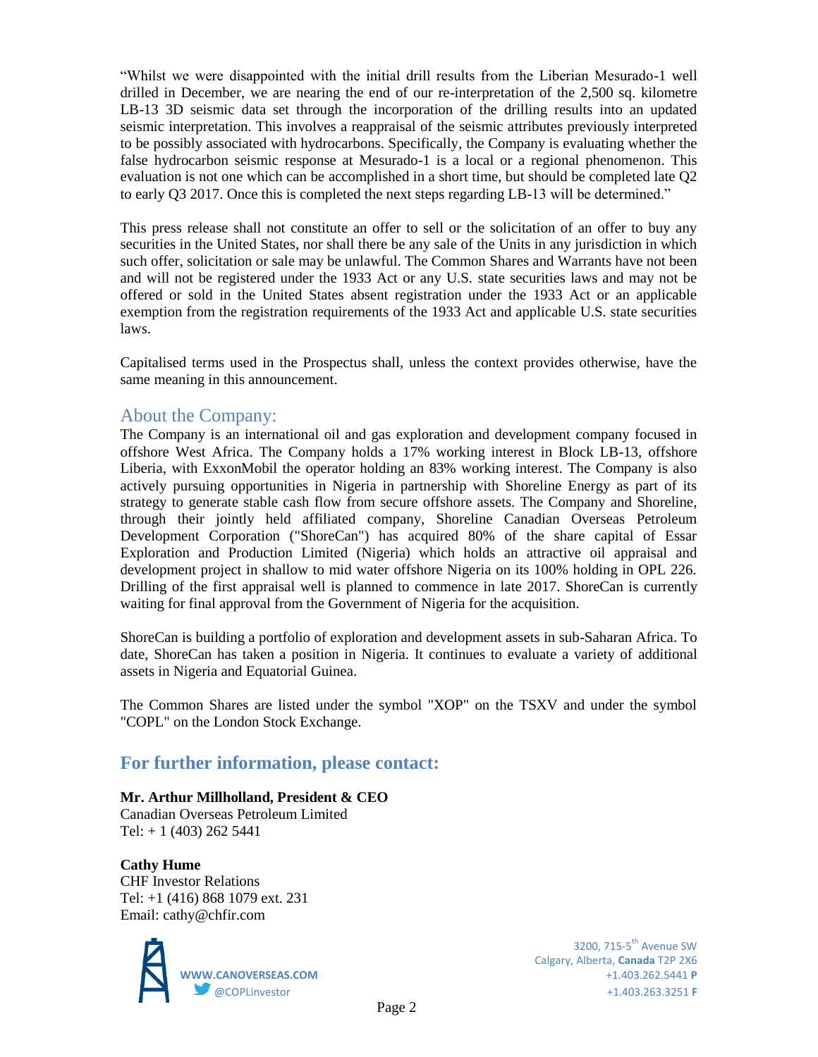"Whilst we were disappointed with the initial drill results from the Liberian Mesurado-1 well drilled in December, we are nearing the end of our re-interpretation of the 2,500 sq. kilometre LB-13 3D seismic data set through the incorporation of the drilling results into an updated seismic interpretation. This involves a reappraisal of the seismic attributes previously interpreted to be possibly associated with hydrocarbons. Specifically, the Company is evaluating whether the false hydrocarbon seismic response at Mesurado-1 is a local or a regional phenomenon. This evaluation is not one which can be accomplished in a short time, but should be completed late Q2 to early Q3 2017. Once this is completed the next steps regarding LB-13 will be determined."

This press release shall not constitute an offer to sell or the solicitation of an offer to buy any securities in the United States, nor shall there be any sale of the Units in any jurisdiction in which such offer, solicitation or sale may be unlawful. The Common Shares and Warrants have not been and will not be registered under the 1933 Act or any U.S. state securities laws and may not be offered or sold in the United States absent registration under the 1933 Act or an applicable exemption from the registration requirements of the 1933 Act and applicable U.S. state securities laws.

Capitalised terms used in the Prospectus shall, unless the context provides otherwise, have the same meaning in this announcement.

## About the Company:

The Company is an international oil and gas exploration and development company focused in offshore West Africa. The Company holds a 17% working interest in Block LB-13, offshore Liberia, with ExxonMobil the operator holding an 83% working interest. The Company is also actively pursuing opportunities in Nigeria in partnership with Shoreline Energy as part of its strategy to generate stable cash flow from secure offshore assets. The Company and Shoreline, through their jointly held affiliated company, Shoreline Canadian Overseas Petroleum Development Corporation ("ShoreCan") has acquired 80% of the share capital of Essar Exploration and Production Limited (Nigeria) which holds an attractive oil appraisal and development project in shallow to mid water offshore Nigeria on its 100% holding in OPL 226. Drilling of the first appraisal well is planned to commence in late 2017. ShoreCan is currently waiting for final approval from the Government of Nigeria for the acquisition.

ShoreCan is building a portfolio of exploration and development assets in sub-Saharan Africa. To date, ShoreCan has taken a position in Nigeria. It continues to evaluate a variety of additional assets in Nigeria and Equatorial Guinea.

The Common Shares are listed under the symbol "XOP" on the TSXV and under the symbol "COPL" on the London Stock Exchange.

## For further information, please contact:

**Mr. Arthur Millholland, President & CEO**
Canadian Overseas Petroleum Limited
Tel: + 1 (403) 262 5441

**Cathy Hume**
CHF Investor Relations
Tel: +1 (416) 868 1079 ext. 231
Email: cathy@chfir.com

**WWW.CANOVERSEAS.COM**
@COPLinvestor

3200, 715-5th Avenue SW
Calgary, Alberta, **Canada** T2P 2X6
+1.403.262.5441 **P**
+1.403.263.3251 **F**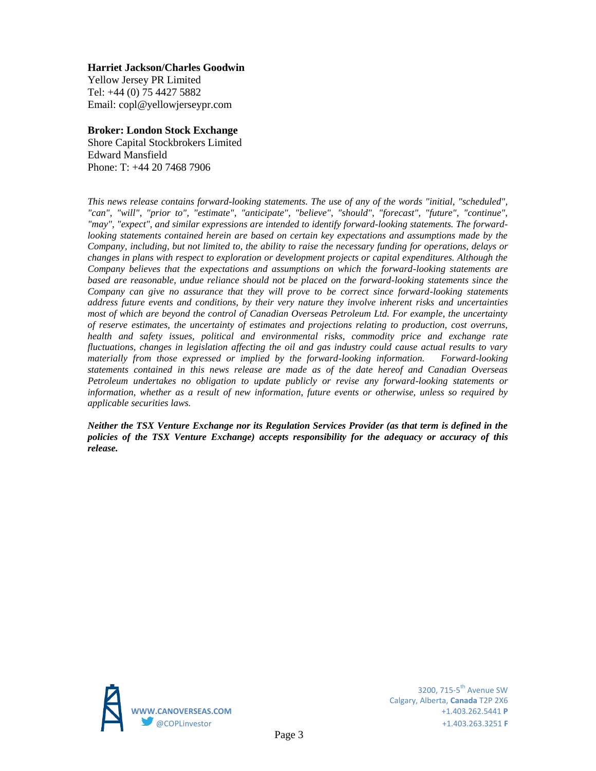**Harriet Jackson/Charles Goodwin**
Yellow Jersey PR Limited
Tel: +44 (0) 75 4427 5882
Email: copl@yellowjerseypr.com

**Broker: London Stock Exchange**
Shore Capital Stockbrokers Limited
Edward Mansfield
Phone: T: +44 20 7468 7906

*This news release contains forward-looking statements. The use of any of the words "initial, "scheduled", "can", "will", "prior to", "estimate", "anticipate", "believe", "should", "forecast", "future", "continue", "may", "expect", and similar expressions are intended to identify forward-looking statements. The forward-looking statements contained herein are based on certain key expectations and assumptions made by the Company, including, but not limited to, the ability to raise the necessary funding for operations, delays or changes in plans with respect to exploration or development projects or capital expenditures. Although the Company believes that the expectations and assumptions on which the forward-looking statements are based are reasonable, undue reliance should not be placed on the forward-looking statements since the Company can give no assurance that they will prove to be correct since forward-looking statements address future events and conditions, by their very nature they involve inherent risks and uncertainties most of which are beyond the control of Canadian Overseas Petroleum Ltd. For example, the uncertainty of reserve estimates, the uncertainty of estimates and projections relating to production, cost overruns, health and safety issues, political and environmental risks, commodity price and exchange rate fluctuations, changes in legislation affecting the oil and gas industry could cause actual results to vary materially from those expressed or implied by the forward-looking information. Forward-looking statements contained in this news release are made as of the date hereof and Canadian Overseas Petroleum undertakes no obligation to update publicly or revise any forward-looking statements or information, whether as a result of new information, future events or otherwise, unless so required by applicable securities laws.*

***Neither the TSX Venture Exchange nor its Regulation Services Provider (as that term is defined in the policies of the TSX Venture Exchange) accepts responsibility for the adequacy or accuracy of this release.***

**WWW.CANOVERSEAS.COM**
@COPLinvestor

3200, 715-5th Avenue SW
Calgary, Alberta, **Canada** T2P 2X6
+1.403.262.5441 **P**
+1.403.263.3251 **F**